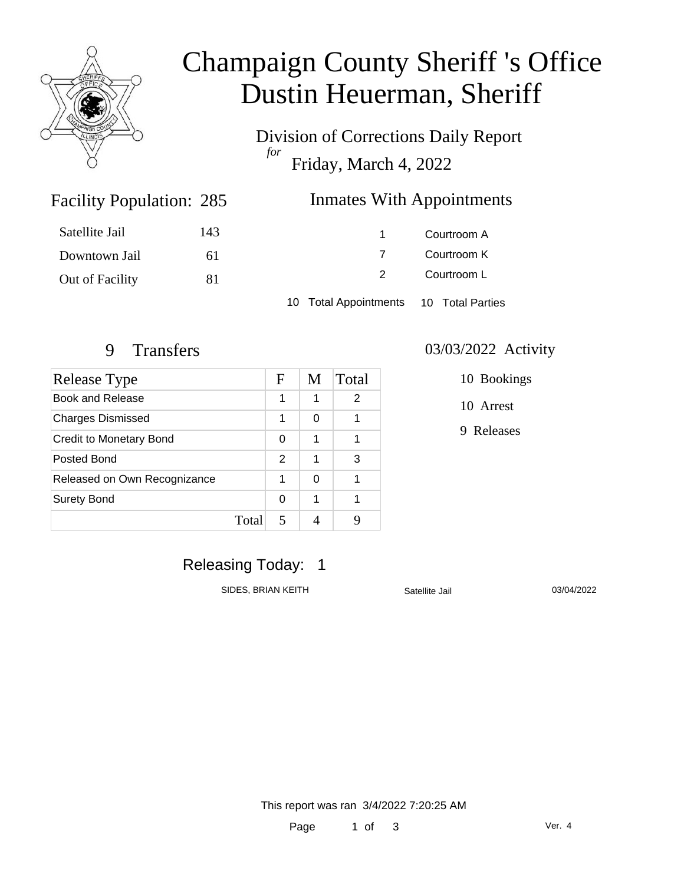# Champaign County Sheriff 's Office
# Dustin Heuerman, Sheriff

Division of Corrections Daily Report
*for*
Friday, March 4, 2022

## Facility Population: 285

| | |
|---|---|
| Satellite Jail | 143 |
| Downtown Jail | 61 |
| Out of Facility | 81 |

## Inmates With Appointments

| | |
|---|---|
| 1 | Courtroom A |
| 7 | Courtroom K |
| 2 | Courtroom L |

10 Total Appointments    10 Total Parties

## 9 Transfers

| Release Type | F | M | Total |
|---|---|---|---|
| Book and Release | 1 | 1 | 2 |
| Charges Dismissed | 1 | 0 | 1 |
| Credit to Monetary Bond | 0 | 1 | 1 |
| Posted Bond | 2 | 1 | 3 |
| Released on Own Recognizance | 1 | 0 | 1 |
| Surety Bond | 0 | 1 | 1 |
| Total | 5 | 4 | 9 |

## 03/03/2022 Activity

10 Bookings

10 Arrest

9 Releases

## Releasing Today: 1

| | | |
|---|---|---|
| SIDES, BRIAN KEITH | Satellite Jail | 03/04/2022 |

This report was ran 3/4/2022 7:20:25 AM

Ver. 4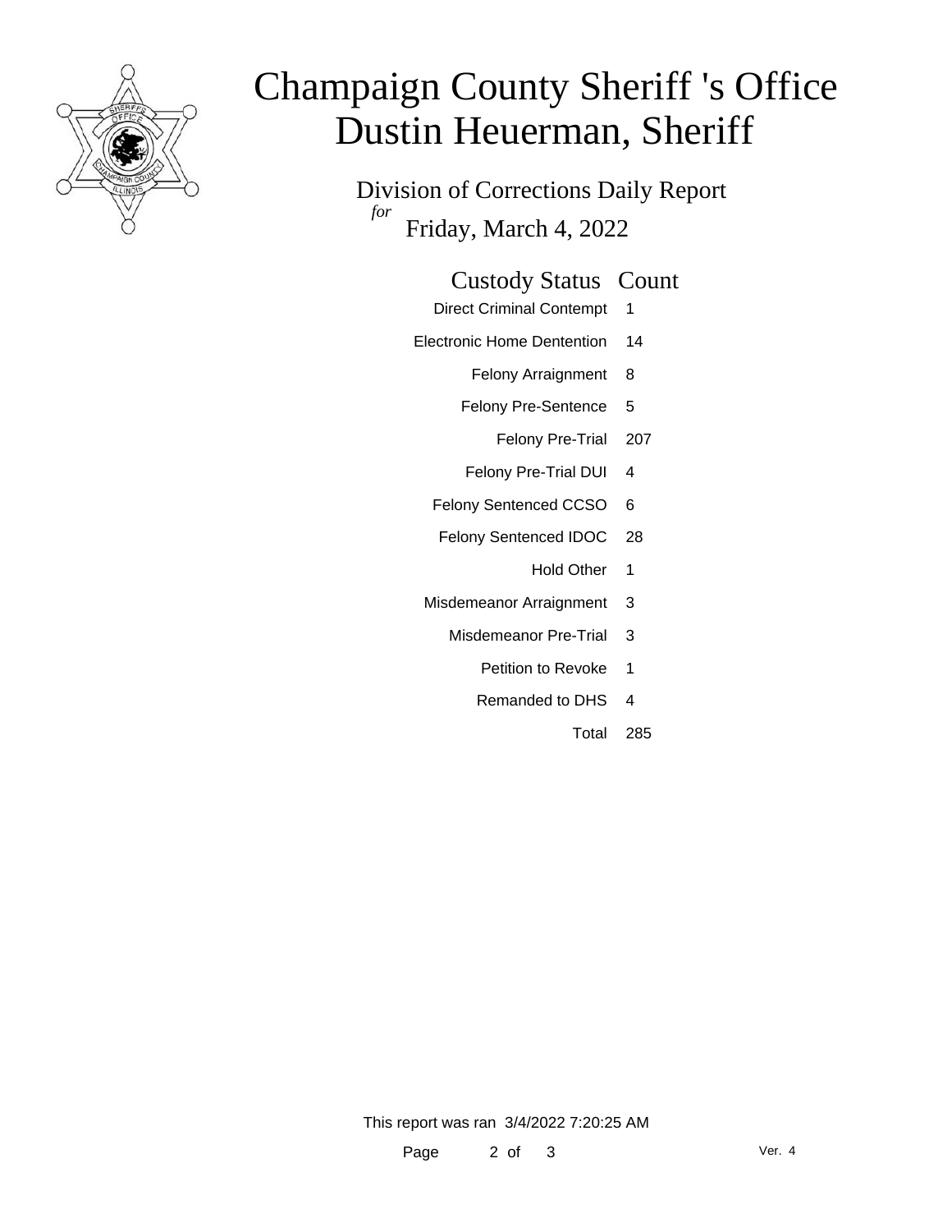# Champaign County Sheriff 's Office
# Dustin Heuerman, Sheriff

Division of Corrections Daily Report

*for*

Friday, March 4, 2022

| Custody Status | Count |
|---|---|
| Direct Criminal Contempt | 1 |
| Electronic Home Dentention | 14 |
| Felony Arraignment | 8 |
| Felony Pre-Sentence | 5 |
| Felony Pre-Trial | 207 |
| Felony Pre-Trial DUI | 4 |
| Felony Sentenced CCSO | 6 |
| Felony Sentenced IDOC | 28 |
| Hold Other | 1 |
| Misdemeanor Arraignment | 3 |
| Misdemeanor Pre-Trial | 3 |
| Petition to Revoke | 1 |
| Remanded to DHS | 4 |
| Total | 285 |

This report was ran 3/4/2022 7:20:25 AM

Ver. 4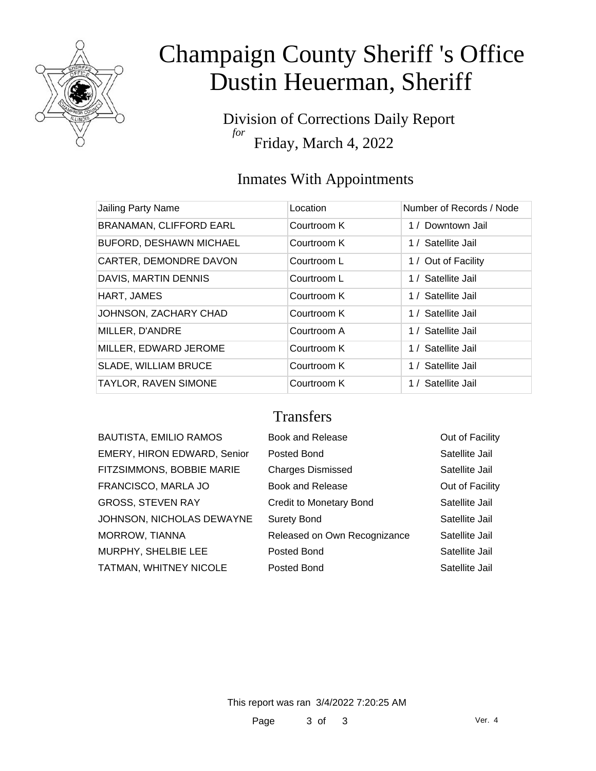# Champaign County Sheriff 's Office
# Dustin Heuerman, Sheriff

Division of Corrections Daily Report

*for* Friday, March 4, 2022

## Inmates With Appointments

| Jailing Party Name | Location | Number of Records / Node |
|---|---|---|
| BRANAMAN, CLIFFORD EARL | Courtroom K | 1 / Downtown Jail |
| BUFORD, DESHAWN MICHAEL | Courtroom K | 1 / Satellite Jail |
| CARTER, DEMONDRE DAVON | Courtroom L | 1 / Out of Facility |
| DAVIS, MARTIN DENNIS | Courtroom L | 1 / Satellite Jail |
| HART, JAMES | Courtroom K | 1 / Satellite Jail |
| JOHNSON, ZACHARY CHAD | Courtroom K | 1 / Satellite Jail |
| MILLER, D'ANDRE | Courtroom A | 1 / Satellite Jail |
| MILLER, EDWARD JEROME | Courtroom K | 1 / Satellite Jail |
| SLADE, WILLIAM BRUCE | Courtroom K | 1 / Satellite Jail |
| TAYLOR, RAVEN SIMONE | Courtroom K | 1 / Satellite Jail |

## Transfers

| | | |
|---|---|---|
| BAUTISTA, EMILIO RAMOS | Book and Release | Out of Facility |
| EMERY, HIRON EDWARD, Senior | Posted Bond | Satellite Jail |
| FITZSIMMONS, BOBBIE MARIE | Charges Dismissed | Satellite Jail |
| FRANCISCO, MARLA JO | Book and Release | Out of Facility |
| GROSS, STEVEN RAY | Credit to Monetary Bond | Satellite Jail |
| JOHNSON, NICHOLAS DEWAYNE | Surety Bond | Satellite Jail |
| MORROW, TIANNA | Released on Own Recognizance | Satellite Jail |
| MURPHY, SHELBIE LEE | Posted Bond | Satellite Jail |
| TATMAN, WHITNEY NICOLE | Posted Bond | Satellite Jail |

This report was ran 3/4/2022 7:20:25 AM

Ver. 4